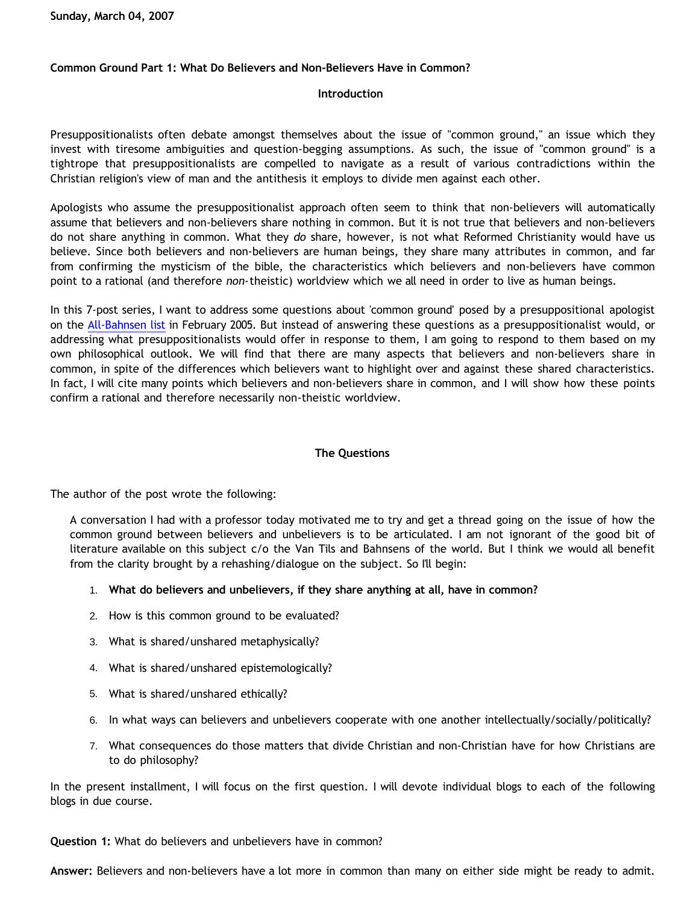Sunday, March 04, 2007

## Common Ground Part 1: What Do Believers and Non-Believers Have in Common?

### Introduction

Presuppositionalists often debate amongst themselves about the issue of "common ground," an issue which they invest with tiresome ambiguities and question-begging assumptions. As such, the issue of "common ground" is a tightrope that presuppositionalists are compelled to navigate as a result of various contradictions within the Christian religion's view of man and the antithesis it employs to divide men against each other.

Apologists who assume the presuppositionalist approach often seem to think that non-believers will automatically assume that believers and non-believers share nothing in common. But it is not true that believers and non-believers do not share anything in common. What they *do* share, however, is not what Reformed Christianity would have us believe. Since both believers and non-believers are human beings, they share many attributes in common, and far from confirming the mysticism of the bible, the characteristics which believers and non-believers have common point to a rational (and therefore *non*-theistic) worldview which we all need in order to live as human beings.

In this 7-post series, I want to address some questions about 'common ground' posed by a presuppositional apologist on the All-Bahnsen list in February 2005. But instead of answering these questions as a presuppositionalist would, or addressing what presuppositionalists would offer in response to them, I am going to respond to them based on my own philosophical outlook. We will find that there are many aspects that believers and non-believers share in common, in spite of the differences which believers want to highlight over and against these shared characteristics. In fact, I will cite many points which believers and non-believers share in common, and I will show how these points confirm a rational and therefore necessarily non-theistic worldview.

### The Questions

The author of the post wrote the following:

> A conversation I had with a professor today motivated me to try and get a thread going on the issue of how the common ground between believers and unbelievers is to be articulated. I am not ignorant of the good bit of literature available on this subject c/o the Van Tils and Bahnsens of the world. But I think we would all benefit from the clarity brought by a rehashing/dialogue on the subject. So I'll begin:
>
> 1. **What do believers and unbelievers, if they share anything at all, have in common?**
> 2. How is this common ground to be evaluated?
> 3. What is shared/unshared metaphysically?
> 4. What is shared/unshared epistemologically?
> 5. What is shared/unshared ethically?
> 6. In what ways can believers and unbelievers cooperate with one another intellectually/socially/politically?
> 7. What consequences do those matters that divide Christian and non-Christian have for how Christians are to do philosophy?

In the present installment, I will focus on the first question. I will devote individual blogs to each of the following blogs in due course.

**Question 1:** What do believers and unbelievers have in common?

**Answer:** Believers and non-believers have a lot more in common than many on either side might be ready to admit.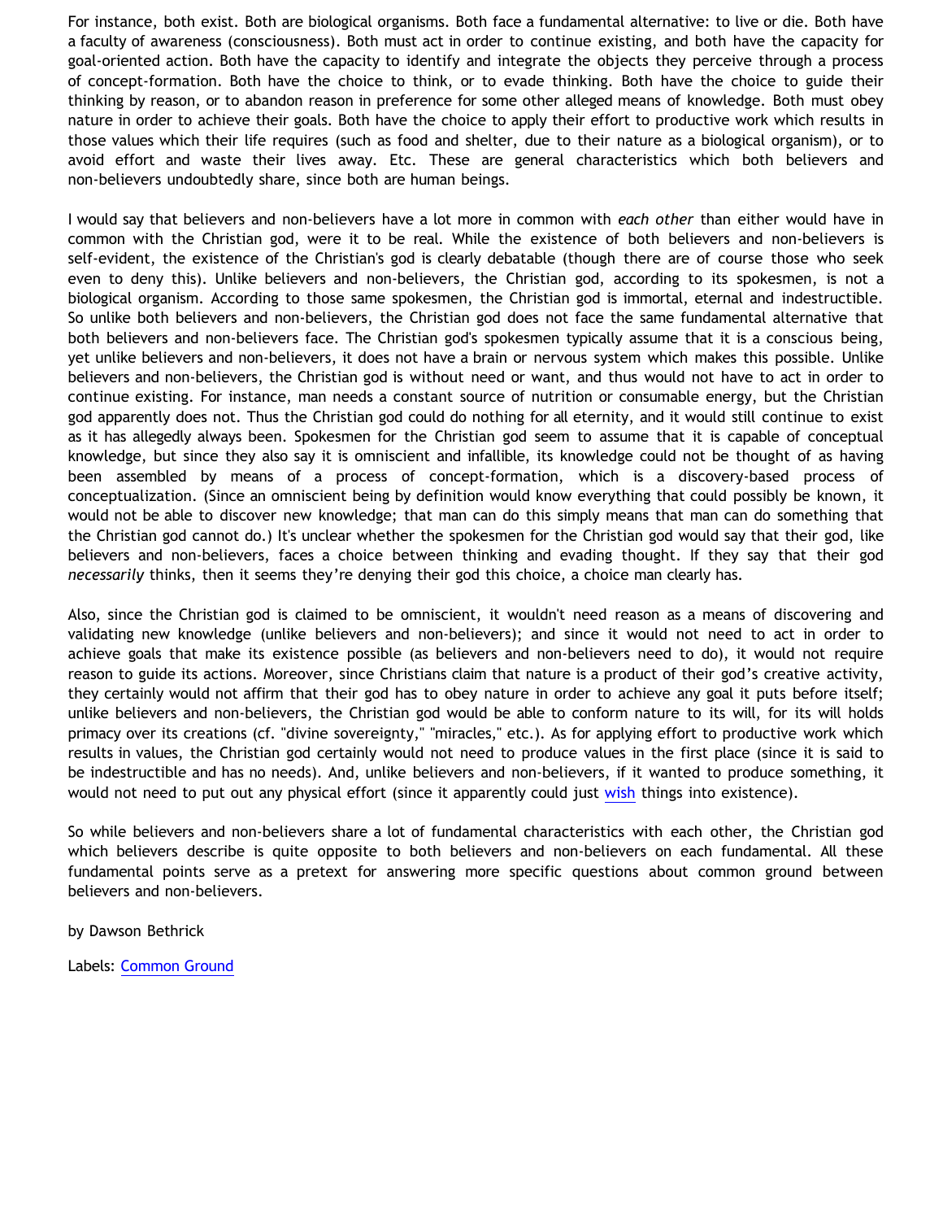For instance, both exist. Both are biological organisms. Both face a fundamental alternative: to live or die. Both have a faculty of awareness (consciousness). Both must act in order to continue existing, and both have the capacity for goal-oriented action. Both have the capacity to identify and integrate the objects they perceive through a process of concept-formation. Both have the choice to think, or to evade thinking. Both have the choice to guide their thinking by reason, or to abandon reason in preference for some other alleged means of knowledge. Both must obey nature in order to achieve their goals. Both have the choice to apply their effort to productive work which results in those values which their life requires (such as food and shelter, due to their nature as a biological organism), or to avoid effort and waste their lives away. Etc. These are general characteristics which both believers and non-believers undoubtedly share, since both are human beings.

I would say that believers and non-believers have a lot more in common with *each other* than either would have in common with the Christian god, were it to be real. While the existence of both believers and non-believers is self-evident, the existence of the Christian's god is clearly debatable (though there are of course those who seek even to deny this). Unlike believers and non-believers, the Christian god, according to its spokesmen, is not a biological organism. According to those same spokesmen, the Christian god is immortal, eternal and indestructible. So unlike both believers and non-believers, the Christian god does not face the same fundamental alternative that both believers and non-believers face. The Christian god's spokesmen typically assume that it is a conscious being, yet unlike believers and non-believers, it does not have a brain or nervous system which makes this possible. Unlike believers and non-believers, the Christian god is without need or want, and thus would not have to act in order to continue existing. For instance, man needs a constant source of nutrition or consumable energy, but the Christian god apparently does not. Thus the Christian god could do nothing for all eternity, and it would still continue to exist as it has allegedly always been. Spokesmen for the Christian god seem to assume that it is capable of conceptual knowledge, but since they also say it is omniscient and infallible, its knowledge could not be thought of as having been assembled by means of a process of concept-formation, which is a discovery-based process of conceptualization. (Since an omniscient being by definition would know everything that could possibly be known, it would not be able to discover new knowledge; that man can do this simply means that man can do something that the Christian god cannot do.) It's unclear whether the spokesmen for the Christian god would say that their god, like believers and non-believers, faces a choice between thinking and evading thought. If they say that their god *necessarily* thinks, then it seems they're denying their god this choice, a choice man clearly has.

Also, since the Christian god is claimed to be omniscient, it wouldn't need reason as a means of discovering and validating new knowledge (unlike believers and non-believers); and since it would not need to act in order to achieve goals that make its existence possible (as believers and non-believers need to do), it would not require reason to guide its actions. Moreover, since Christians claim that nature is a product of their god's creative activity, they certainly would not affirm that their god has to obey nature in order to achieve any goal it puts before itself; unlike believers and non-believers, the Christian god would be able to conform nature to its will, for its will holds primacy over its creations (cf. "divine sovereignty," "miracles," etc.). As for applying effort to productive work which results in values, the Christian god certainly would not need to produce values in the first place (since it is said to be indestructible and has no needs). And, unlike believers and non-believers, if it wanted to produce something, it would not need to put out any physical effort (since it apparently could just wish things into existence).

So while believers and non-believers share a lot of fundamental characteristics with each other, the Christian god which believers describe is quite opposite to both believers and non-believers on each fundamental. All these fundamental points serve as a pretext for answering more specific questions about common ground between believers and non-believers.

by Dawson Bethrick

Labels: Common Ground